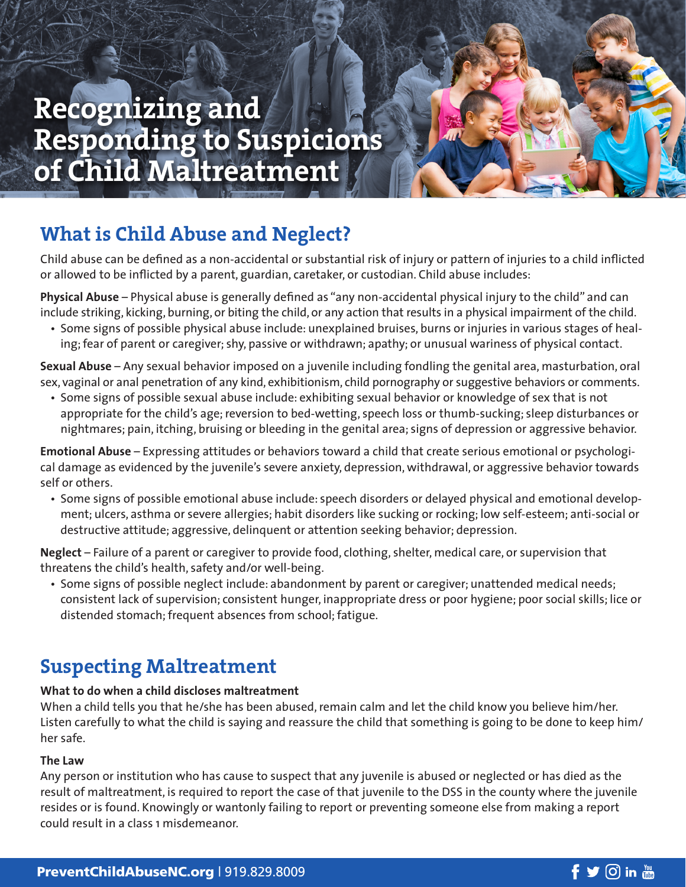# Recognizing and Responding to Suspicions of Child Maltreatment

## What is Child Abuse and Neglect?

Child abuse can be defined as a non-accidental or substantial risk of injury or pattern of injuries to a child inflicted or allowed to be inflicted by a parent, guardian, caretaker, or custodian. Child abuse includes:

**Physical Abuse** – Physical abuse is generally defined as "any non-accidental physical injury to the child" and can include striking, kicking, burning, or biting the child, or any action that results in a physical impairment of the child.

- Some signs of possible physical abuse include: unexplained bruises, burns or injuries in various stages of healing; fear of parent or caregiver; shy, passive or withdrawn; apathy; or unusual wariness of physical contact.

**Sexual Abuse** – Any sexual behavior imposed on a juvenile including fondling the genital area, masturbation, oral sex, vaginal or anal penetration of any kind, exhibitionism, child pornography or suggestive behaviors or comments.

- Some signs of possible sexual abuse include: exhibiting sexual behavior or knowledge of sex that is not appropriate for the child's age; reversion to bed-wetting, speech loss or thumb-sucking; sleep disturbances or nightmares; pain, itching, bruising or bleeding in the genital area; signs of depression or aggressive behavior.

**Emotional Abuse** – Expressing attitudes or behaviors toward a child that create serious emotional or psychological damage as evidenced by the juvenile's severe anxiety, depression, withdrawal, or aggressive behavior towards self or others.

- Some signs of possible emotional abuse include: speech disorders or delayed physical and emotional development; ulcers, asthma or severe allergies; habit disorders like sucking or rocking; low self-esteem; anti-social or destructive attitude; aggressive, delinquent or attention seeking behavior; depression.

**Neglect** – Failure of a parent or caregiver to provide food, clothing, shelter, medical care, or supervision that threatens the child's health, safety and/or well-being.

- Some signs of possible neglect include: abandonment by parent or caregiver; unattended medical needs; consistent lack of supervision; consistent hunger, inappropriate dress or poor hygiene; poor social skills; lice or distended stomach; frequent absences from school; fatigue.

## Suspecting Maltreatment

**What to do when a child discloses maltreatment**

When a child tells you that he/she has been abused, remain calm and let the child know you believe him/her. Listen carefully to what the child is saying and reassure the child that something is going to be done to keep him/her safe.

**The Law**

Any person or institution who has cause to suspect that any juvenile is abused or neglected or has died as the result of maltreatment, is required to report the case of that juvenile to the DSS in the county where the juvenile resides or is found. Knowingly or wantonly failing to report or preventing someone else from making a report could result in a class 1 misdemeanor.

**PreventChildAbuseNC.org** | 919.829.8009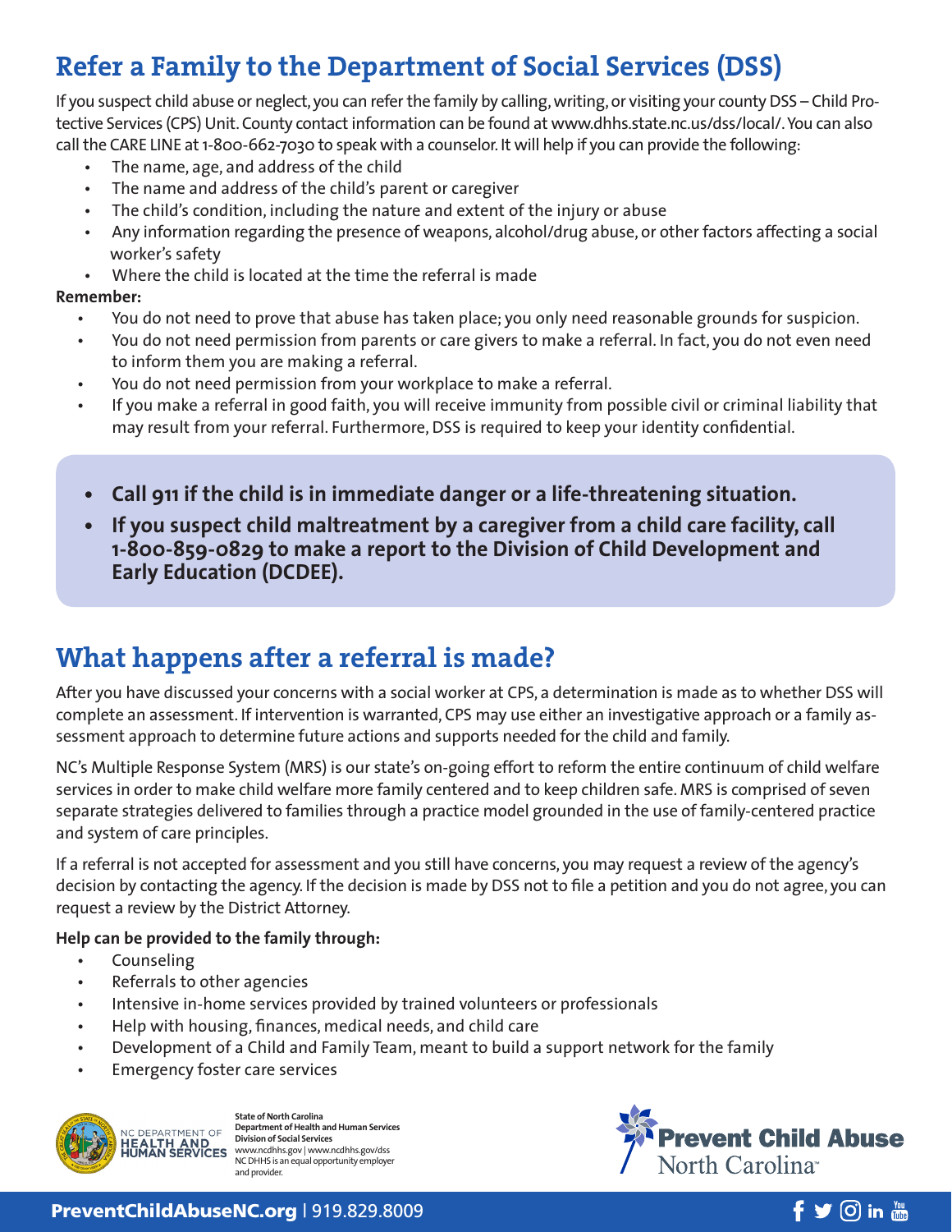## Refer a Family to the Department of Social Services (DSS)

If you suspect child abuse or neglect, you can refer the family by calling, writing, or visiting your county DSS – Child Protective Services (CPS) Unit. County contact information can be found at www.dhhs.state.nc.us/dss/local/. You can also call the CARE LINE at 1-800-662-7030 to speak with a counselor. It will help if you can provide the following:

- The name, age, and address of the child
- The name and address of the child's parent or caregiver
- The child's condition, including the nature and extent of the injury or abuse
- Any information regarding the presence of weapons, alcohol/drug abuse, or other factors affecting a social worker's safety
- Where the child is located at the time the referral is made

**Remember:**

- You do not need to prove that abuse has taken place; you only need reasonable grounds for suspicion.
- You do not need permission from parents or care givers to make a referral. In fact, you do not even need to inform them you are making a referral.
- You do not need permission from your workplace to make a referral.
- If you make a referral in good faith, you will receive immunity from possible civil or criminal liability that may result from your referral. Furthermore, DSS is required to keep your identity confidential.

- **Call 911 if the child is in immediate danger or a life-threatening situation.**
- **If you suspect child maltreatment by a caregiver from a child care facility, call 1-800-859-0829 to make a report to the Division of Child Development and Early Education (DCDEE).**

## What happens after a referral is made?

After you have discussed your concerns with a social worker at CPS, a determination is made as to whether DSS will complete an assessment. If intervention is warranted, CPS may use either an investigative approach or a family assessment approach to determine future actions and supports needed for the child and family.

NC's Multiple Response System (MRS) is our state's on-going effort to reform the entire continuum of child welfare services in order to make child welfare more family centered and to keep children safe. MRS is comprised of seven separate strategies delivered to families through a practice model grounded in the use of family-centered practice and system of care principles.

If a referral is not accepted for assessment and you still have concerns, you may request a review of the agency's decision by contacting the agency. If the decision is made by DSS not to file a petition and you do not agree, you can request a review by the District Attorney.

**Help can be provided to the family through:**

- Counseling
- Referrals to other agencies
- Intensive in-home services provided by trained volunteers or professionals
- Help with housing, finances, medical needs, and child care
- Development of a Child and Family Team, meant to build a support network for the family
- Emergency foster care services

NC DEPARTMENT OF HEALTH AND HUMAN SERVICES

State of North Carolina
Department of Health and Human Services
Division of Social Services
www.ncdhhs.gov | www.ncdhhs.gov/dss
NC DHHS is an equal opportunity employer and provider.

Prevent Child Abuse North Carolina

**PreventChildAbuseNC.org** | 919.829.8009